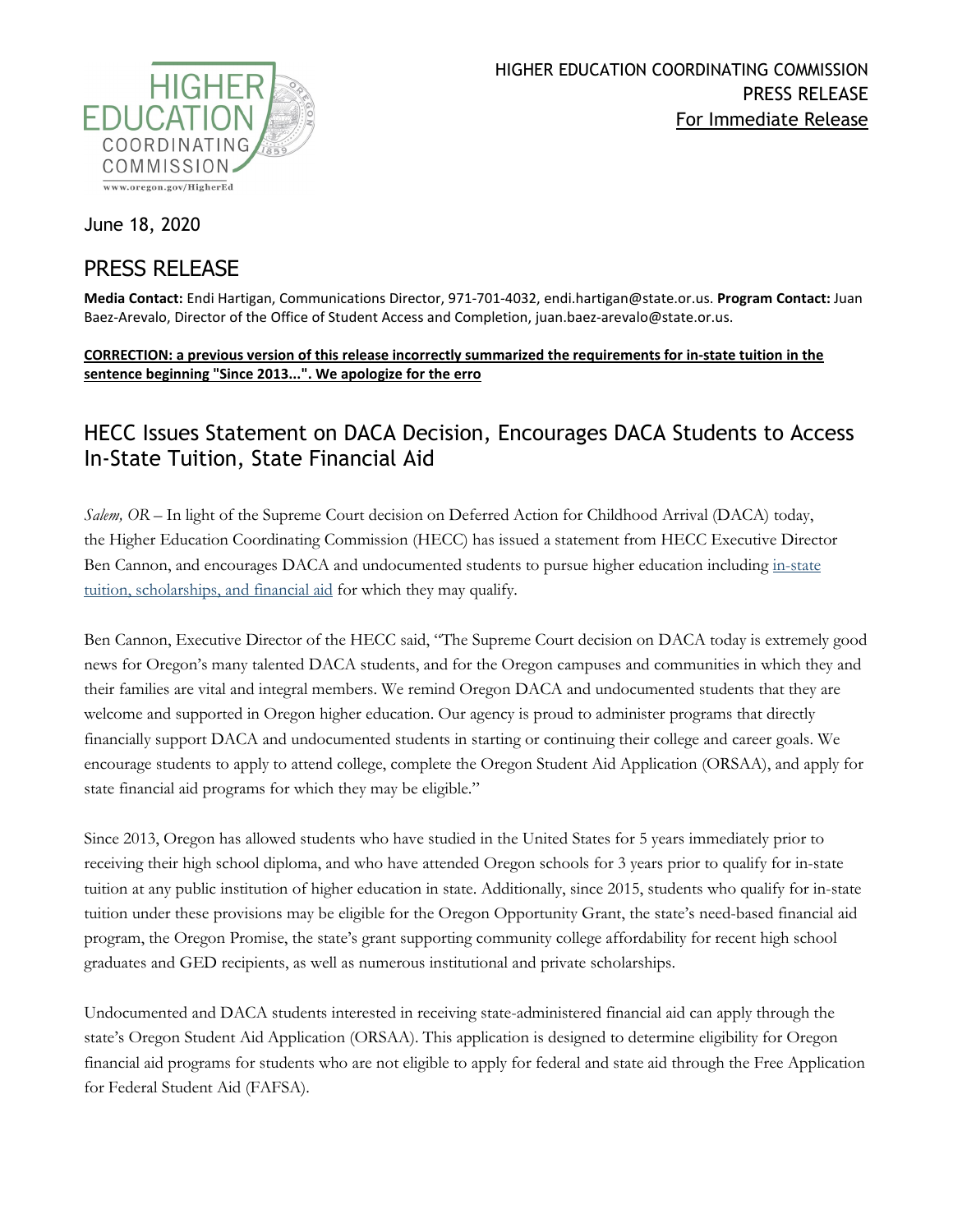HIGHER EDUCATION COORDINATING COMMISSION
PRESS RELEASE
For Immediate Release

June 18, 2020

# PRESS RELEASE

**Media Contact:** Endi Hartigan, Communications Director, 971-701-4032, endi.hartigan@state.or.us. **Program Contact:** Juan Baez-Arevalo, Director of the Office of Student Access and Completion, juan.baez-arevalo@state.or.us.

**CORRECTION: a previous version of this release incorrectly summarized the requirements for in-state tuition in the sentence beginning "Since 2013...". We apologize for the erro**

## HECC Issues Statement on DACA Decision, Encourages DACA Students to Access In-State Tuition, State Financial Aid

*Salem, OR* – In light of the Supreme Court decision on Deferred Action for Childhood Arrival (DACA) today, the Higher Education Coordinating Commission (HECC) has issued a statement from HECC Executive Director Ben Cannon, and encourages DACA and undocumented students to pursue higher education including in-state tuition, scholarships, and financial aid for which they may qualify.

Ben Cannon, Executive Director of the HECC said, "The Supreme Court decision on DACA today is extremely good news for Oregon's many talented DACA students, and for the Oregon campuses and communities in which they and their families are vital and integral members. We remind Oregon DACA and undocumented students that they are welcome and supported in Oregon higher education. Our agency is proud to administer programs that directly financially support DACA and undocumented students in starting or continuing their college and career goals. We encourage students to apply to attend college, complete the Oregon Student Aid Application (ORSAA), and apply for state financial aid programs for which they may be eligible."

Since 2013, Oregon has allowed students who have studied in the United States for 5 years immediately prior to receiving their high school diploma, and who have attended Oregon schools for 3 years prior to qualify for in-state tuition at any public institution of higher education in state. Additionally, since 2015, students who qualify for in-state tuition under these provisions may be eligible for the Oregon Opportunity Grant, the state's need-based financial aid program, the Oregon Promise, the state's grant supporting community college affordability for recent high school graduates and GED recipients, as well as numerous institutional and private scholarships.

Undocumented and DACA students interested in receiving state-administered financial aid can apply through the state's Oregon Student Aid Application (ORSAA). This application is designed to determine eligibility for Oregon financial aid programs for students who are not eligible to apply for federal and state aid through the Free Application for Federal Student Aid (FAFSA).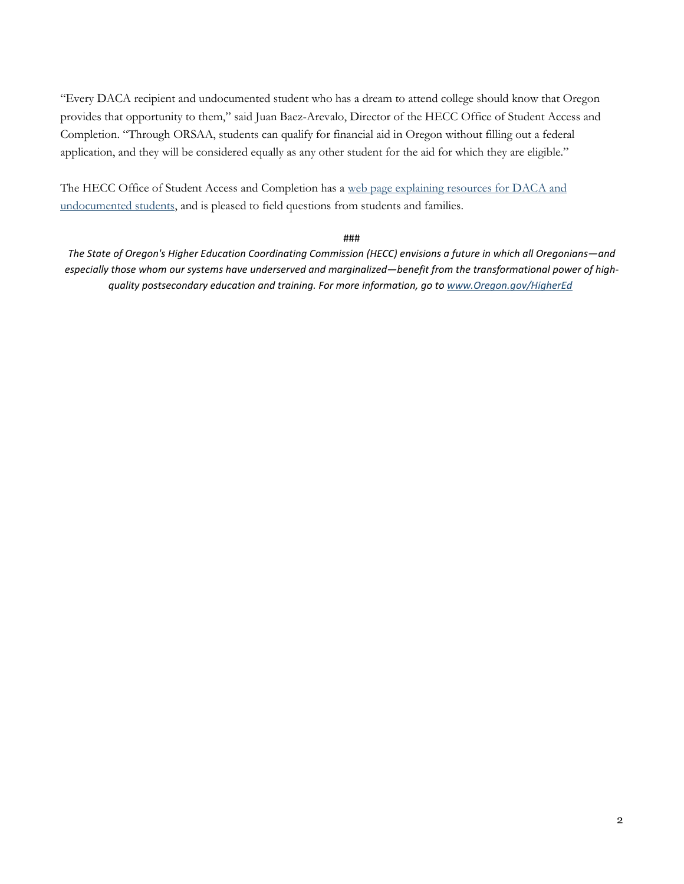"Every DACA recipient and undocumented student who has a dream to attend college should know that Oregon provides that opportunity to them," said Juan Baez-Arevalo, Director of the HECC Office of Student Access and Completion. "Through ORSAA, students can qualify for financial aid in Oregon without filling out a federal application, and they will be considered equally as any other student for the aid for which they are eligible."

The HECC Office of Student Access and Completion has a web page explaining resources for DACA and undocumented students, and is pleased to field questions from students and families.

###

*The State of Oregon's Higher Education Coordinating Commission (HECC) envisions a future in which all Oregonians—and especially those whom our systems have underserved and marginalized—benefit from the transformational power of high-quality postsecondary education and training. For more information, go to www.Oregon.gov/HigherEd*